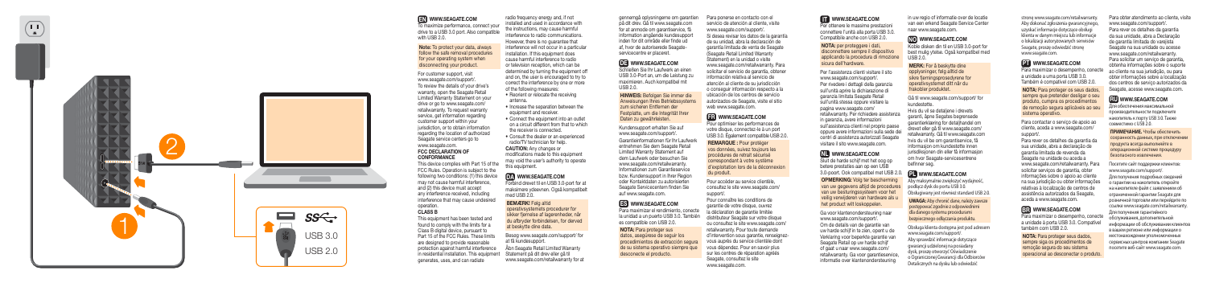1

2

USB 3.0
USB 2.0

## EN WWW.SEAGATE.COM

To maximize performance, connect your drive to a USB 3.0 port. Also compatible with USB 2.0.

**Note:** To protect your data, always follow the safe removal procedures for your operating system when disconnecting your product.

For customer support, visit www.seagate.com/support/. To review the details of your drive's warranty, open the Seagate Retail Limited Warranty Statement on your drive or go to www.seagate.com/retailwarranty. To request warranty service, get information regarding customer support within your jurisdiction, or to obtain information regarding the location of authorized Seagate service centers go to www.seagate.com.

**FCC DECLARATION OF CONFORMANCE**

This device complies with Part 15 of the FCC Rules. Operation is subject to the following two conditions: (1) this device may not cause harmful interference, and (2) this device must accept any interference received, including interference that may cause undesired operation.

**CLASS B**

This equipment has been tested and found to comply with the limits for a Class B digital device, pursuant to Part 15 of the FCC Rules. These limits are designed to provide reasonable protection against harmful interference in residential installation. This equipment generates, uses, and can radiate radio frequency energy and, if not installed and used in accordance with the instructions, may cause harmful interference to radio communications. However, there is no guarantee that interference will not occur in a particular installation. If this equipment does cause harmful interference to radio or television reception, which can be determined by turning the equipment off and on, the user is encouraged to try to correct the interference by one or more of the following measures:

- Reorient or relocate the receiving antenna.
- Increase the separation between the equipment and receiver.
- Connect the equipment into an outlet on a circuit different from that to which the receiver is connected.
- Consult the dealer or an experienced radio/TV technician for help.

**CAUTION:** Any changes or modifications made to this equipment may void the user's authority to operate this equipment.

## DA WWW.SEAGATE.COM

Forbind drevet til en USB 3.0-port for at maksimere ydeevnen. Også kompatibelt med USB 2.0.

**BEMÆRK!** Følg altid operativsystemets procedurer for sikker fjernelse af lagerenheder, når du afbryder forbindelsen, for derved at beskytte dine data.

Besøg www.seagate.com/support/ for at få kundesupport.
Åbn Seagate Retail Limited Warranty Statement på dit drev eller gå til www.seagate.com/retailwarranty for at gennemgå oplysningerne om garantien på dit drev. Gå til www.seagate.com for at anmode om garantiservice, få information angående kundesupport inden for dit område eller finde ud af, hvor de autoriserede Seagate-servicecentre er placeret.

## DE WWW.SEAGATE.COM

Schließen Sie Ihr Laufwerk an einen USB 3.0-Port an, um die Leistung zu maximieren. Auch kompatibel mit USB 2.0.

**HINWEIS:** Befolgen Sie immer die Anweisungen Ihres Betriebssystems zum sicheren Entfernen der Festplatte, um die Integrität Ihrer Daten zu gewährleisten.

Kundensupport erhalten Sie auf www.seagate.com/support/.
Garantieinformationen für Ihr Laufwerk entnehmen Sie dem Seagate Retail Limited Warranty Statement auf dem Laufwerk oder besuchen Sie www.seagate.com/retailwarranty. Informationen zum Garantieservice bzw. Kundensupport in Ihrer Region oder Kontaktdaten zu autorisierten Seagate Servicecentern finden Sie auf www.seagate.com.

## ES WWW.SEAGATE.COM

Para maximizar el rendimiento, conecte la unidad a un puerto USB 3.0. También es compatible con USB 2.0.

**NOTA:** Para proteger sus datos, asegúrese de seguir los procedimientos de extracción segura de su sistema operativo siempre que desconecte el producto.

Para ponerse en contacto con el servicio de atención al cliente, visite www.seagate.com/support/.
Si desea revisar los datos de la garantía de su unidad, abra la declaración de garantía limitada de venta de Seagate (Seagate Retail Limited Warranty Statement) en la unidad o visite www.seagate.com/retailwarranty. Para solicitar el servicio de garantía, obtener información relativa al servicio de atención al cliente de su jurisdicción o conseguir información respecto a la ubicación de los centros de servicio autorizados de Seagate, visite el sitio web www.seagate.com.

## FR WWW.SEAGATE.COM

Pour optimiser les performances de votre disque, connectez-le à un port USB 3.0. Également compatible USB 2.0.

**REMARQUE :** Pour protéger vos données, suivez toujours les procédures de retrait sécurisé correspondant à votre système d'exploitation lors de la déconnexion du produit.

Pour accéder au service clientèle, consultez le site www.seagate.com/support/.
Pour connaître les conditions de garantie de votre disque, ouvrez la déclaration de garantie limitée distributeur Seagate sur votre disque ou consultez le site www.seagate.com/retailwarranty. Pour toute demande d'intervention sous garantie, renseignez-vous auprès du service clientèle dont vous dépendez. Pour en savoir plus sur les centres de réparation agréés Seagate, consultez le site www.seagate.com.

## IT WWW.SEAGATE.COM

Per ottenere le massime prestazioni connettere l'unità alla porta USB 3.0. Compatibile anche con USB 2.0.

**NOTA:** per proteggere i dati, disconnettere sempre il dispositivo applicando la procedura di rimozione sicura dell'hardware.

Per l'assistenza clienti visitare il sito www.seagate.com/support/.
Per rivedere i dettagli della garanzia sull'unità aprire la dichiarazione di garanzia limitata Seagate Retail sull'unità stessa oppure visitare la pagina www.seagate.com/retailwarranty. Per richiedere assistenza in garanzia, avere informazioni sull'assistenza clienti nel proprio paese oppure avere informazioni sulla sede dei centri di assistenza autorizzati Seagate visitare il sito www.seagate.com.

## NL WWW.SEAGATE.COM

Sluit de harde schijf met het oog op betere prestaties aan op een USB 3.0-poort. Ook compatibel met USB 2.0.

**OPMERKING:** Volg ter bescherming van uw gegevens altijd de procedures van uw besturingssysteem voor het veilig verwijderen van hardware als u het product wilt loskoppelen.

Ga voor klantenondersteuning naar www.seagate.com/support/.
Om de details van de garantie van uw harde schijf in te zien, opent u de Verklaring voor beperkte garantie van Seagate Retail op uw harde schijf of gaat u naar www.seagate.com/retailwarranty. Ga voor garantieservice, informatie over klantenondersteuning in uw regio of informatie over de locatie van een erkend Seagate Service Center naar www.seagate.com.

## NO WWW.SEAGATE.COM

Koble disken din til en USB 3.0-port for best mulig ytelse. Også kompatibel med USB 2.0.

**MERK:** For å beskytte dine opplysninger, følg alltid de sikre fjerningsprosedyrene for operativsystemet ditt når du frakobler produktet.

Gå til www.seagate.com/support/ for kundestøtte.
Hvis du vil se detaljene i drevets garanti, åpne Seagates begrensede garantierklæring for detaljhandel om drevet eller gå til www.seagate.com/retailwarranty. Gå til www.seagate.com hvis du vil be om garantiservice, få informasjon om kundestøtte innen jurisdiksjonen din eller få informasjon om hvor Seagate-servicesentrene befinner seg.

## PL WWW.SEAGATE.COM

Aby maksymalnie zwiększyć wydajność, podłącz dysk do portu USB 3.0. Obsługiwany jest również standard USB 2.0.

**UWAGA:** Aby chronić dane, należy zawsze postępować zgodnie z odpowiednimi dla danego systemu procedurami bezpiecznego odłączania produktu.

Obsługa klienta dostępna jest pod adresem www.seagate.com/support/.
Aby sprawdzić informacje dotyczące gwarancji udzielonej na posiadany dysk, proszę otworzyć Oświadczenie o Ograniczonej Gwarancji dla Odbiorców Detalicznych na dysku lub odwiedzić stronę www.seagate.com/retailwarranty. Aby dokonać zgłoszenia gwarancyjnego, uzyskać informacje o pomocy dla klienta w danym miejscu lub informacje o lokalizacji autoryzowanych centrów Seagate, proszę odwiedzić stronę www.seagate.com.

## PT WWW.SEAGATE.COM

Para maximizar o desempenho, conecte a unidade a uma porta USB 3.0. Também é compatível com USB 2.0.

**NOTA:** Para proteger os seus dados, sempre que pretender desligar o seu produto, cumpra os procedimentos de remoção segura aplicáveis ao seu sistema operativo.

Para contactar o serviço de apoio ao cliente, aceda a www.seagate.com/support/.
Para rever os detalhes da garantia da sua unidade, abra a declaração de garantia limitada de revenda da Seagate na unidade ou aceda a www.seagate.com/retailwarranty. Para solicitar serviços de garantia, obter informações sobre o apoio ao cliente na sua jurisdição ou obter informações relativas à localização dos centros de assistência autorizados da Seagate, aceda a www.seagate.com.

## BR WWW.SEAGATE.COM

Para maximizar o desempenho, conecte a unidade à porta USB 3.0. Compatível também com USB 2.0.

**NOTA:** Para proteger seus dados, sempre siga os procedimentos de remoção segura do seu sistema operacional ao desconectar o produto.

Para obter atendimento ao cliente, visite www.seagate.com/support/.
Para rever os detalhes da garantia da sua unidade, abra a Declaração de garantia limitada da revenda da Seagate na sua unidade ou acesse www.seagate.com/retailwarranty. Para solicitar um serviço de garantia, obter informações sobre o suporte ao cliente na sua jurisdição, ou para obter informações sobre a localização dos centros de serviço autorizados da Seagate, acesse www.seagate.com.

## RU WWW.SEAGATE.COM

Для обеспечения максимальной производительности подключите накопитель к порту USB 3.0. Также совместимо с USB 2.0.

**ПРИМЕЧАНИЕ.** Чтобы обеспечить сохранность данных, при отключении продукта всегда выполняйте в операционной системе процедуру безопасного извлечения.

Посетите сайт поддержки клиентов: www.seagate.com/support/.
Для получения подробных сведений о гарантии на накопитель откройте на накопителе файл с заявлением об ограниченной гарантии Seagate для розничной торговли или перейдите по ссылке www.seagate.com/retailwarranty. Для получения гарантийного обслуживания, дополнительной информации об обслуживании клиентов в вашем регионе или информации о местонахождении уполномоченных сервисных центров компании Seagate посетите веб-сайт www.seagate.com.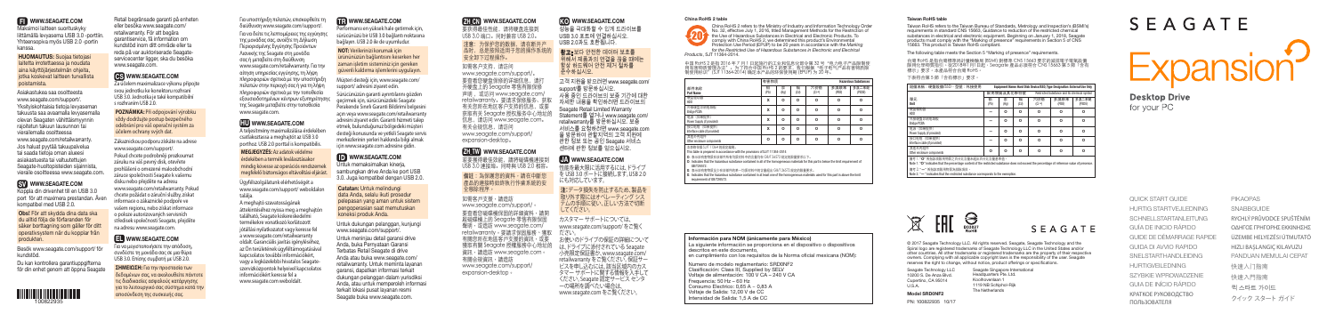## FI WWW.SEAGATE.COM

Maksimoi laitteen suorituskyky liittämällä levyasema USB 3.0 -porttiin. Yhteensopiva myös USB 2.0 -porttien kanssa.

**HUOMAUTUS:** Suojaa tietojasi lukemalla aina aseman poistaminen -käyttöjärjestelmän ohjeita, jotka koskevat laitteen turvallista poistamista.

Asiakastukea saa osoitteesta www.seagate.com/support/. Yksityiskohtaisia tietoja levyaseman takuusta saa avaamalla levyaseman tukisivun osoitteessa www.seagate.com/retailwarranty. Jos haluat pyytää takuupalvelua tai saada tietoja oman alueesi asiakastuesta tai valtuutetuista Seagate-huoltopisteiden sijainnista, vieraile osoitteessa www.seagate.com.

## SV WWW.SEAGATE.COM

Koppla din enhet till en USB 3.0 port för att maximera prestandan. Även kompatibel med USB 2.0.

**Obs!** För att skydda dina data ska du alltid följa de förfaranden för säker borttagning som gäller för ditt operativsystem när du kopplar från produkten.

Besök www.seagate.com/support/ för kundstöd.

Du kan kontrollera garantiuppgifterna för din enhet genom att öppna Seagate Retail begränsade garanti på enheten eller besöka www.seagate.com/retailwarranty. För att begära garantiservice, få information om kundstöd inom ditt område eller ta reda på var auktoriserade Seagate-servicecenter ligger, ska du besöka www.seagate.com.

## CS WWW.SEAGATE.COM

Za účelem maximalizace výkonu připojte svou jednotku ke konektoru rozhraní USB 3.0. Jednotka je také kompatibilní s rozhraním USB 2.0.

**POZNÁMKA:** Při odpojování výrobku vždy dodržujte postup bezpečného odebrání pro váš operační systém za účelem ochrany svých dat.

Zákaznickou podporu získáte na adrese www.seagate.com/support/.

Pokud chcete podrobněji prozkoumat záruku na váš pevný disk, otevřete prohlášení o omezené maloobchodní záruce společnosti Seagate k vašemu disku nebo přejděte na adresu www.seagate.com/retailwarranty. Pokud chcete požádat o záruční služby, získat informace o zákaznické podpoře ve vašem regionu nebo získat informace o polaze autorizovaných servisních středisek společnosti Seagate, přejděte na adresu www.seagate.com.

## EL WWW.SEAGATE.COM

Για μεγιστοποίηση της απόδοσης, συνδέστε τη μονάδα σας σε μια θύρα USB 3.0. Επίσης συμβατή με USB 2.0.

**ΣΗΜΕΙΩΣΗ:** Για την προστασία των δεδομένων σας, να ακολουθείτε πάντοτε τις διαδικασίες ασφαλούς αφαίρεσης για το λειτουργικό σας σύστημα κατά την αποσύνδεση της συσκευής σας.

Για υποστήριξη πελατών, επισκεφθείτε τη διεύθυνση www.seagate.com/support/.

Για να δείτε τις λεπτομέρειες της εγγύησης της μονάδας σας, ανοίξτε τη Δήλωση Περιορισμένης Εγγύησης Προϊόντων Λιανικής της Seagate στη μονάδα σας ή μεταβείτε στη διεύθυνση www.seagate.com/retailwarranty. Για την αίτηση υπηρεσιών εγγύησης, τη λήψη πληροφοριών σχετικά με την υποστήριξη πελατών στην περιοχή σας ή για λήψη πληροφοριών σχετικά με την τοποθεσία εξουσιοδοτημένων κέντρων επισκευής της Seagate μεταβείτε στην τοποθεσία www.seagate.com.

## TR WWW.SEAGATE.COM

Performansı en yüksek hale getirmek için, sürücünüzü bir USB 3.0 bağlantı noktasına bağlayın. USB 2.0 ile de uyumludur.

**NOT:** Verilerinizi korumak için ürününüzün bağlantısını keserken her zaman işletim sisteminiz için geçerli güvenli kaldırma işlemlerini uygulayın.

Müşteri desteği için, www.seagate.com/support/ adresini ziyaret edin.

Sürücünüzün garanti ayrıntılarını gözden geçirmek için, sürücünüzdeki Seagate Perakende Sınırlı Garanti Bildirimini açın veya www.seagate.com/retailwarranty adresini ziyaret edin. Garanti hizmeti talep etmek, bulunduğunuz bölgedeki müşteri desteği konusunda ve yetkili Seagate servis merkezlerinin yerleri hakkında bilgi almak için www.seagate.com adresine gidin.

## HU WWW.SEAGATE.COM

A teljesítmény maximalizálása érdekében csatlakoztassa a meghajtót az USB 3.0 porthoz. USB 2.0 porttal is kompatibilis.

**MEGJEGYZÉS:** Az adatok védelme érdekében a termék leválasztásakor mindig kövesse az operációs rendszerek megfelelő biztonságos eltávolítási eljárást.

Ügyféltámogatásunk eléréséhez lépjen a www.seagate.com/support/ weboldalon találja.

A meghajtó szavatosságának áttekintéséhez nyissa meg a meghajtón található, Seagate kiskereskedelmi termékekre vonatkozó korlátozott jótállási nyilatkozatot vagy keresse fel a www.seagate.com/retailwarranty oldalt. Garanciális javítás igényléséhez, az Ön területének ügyféltámogatásával kapcsolatos további információkért, vagy a legközelebbi hivatalos Seagate-szervizközpontok helyével kapcsolatos információkért keresse fel a www.seagate.com weboldalt.

## ID WWW.SEAGATE.COM

Untuk memaksimalkan kinerja, sambungkan drive Anda ke port USB 3.0. Juga kompatibel dengan USB 2.0.

**Catatan:** Untuk melindungi data Anda, selalu ikuti prosedur pelepasan yang aman untuk sistem pengoperasian saat memutuskan koneksi produk Anda.

Untuk dukungan pelanggan, kunjungi www.seagate.com/support/.

Untuk meninjau detail garansi drive Anda, buka Pernyataan Garansi Terbatas Retail Seagate di drive Anda atau buka www.seagate.com/retailwarranty. Untuk meminta layanan garansi, dapatkan informasi tentang dukungan pelanggan dalam yurisdiksi Anda, atau untuk menemukan informasi terkait lokasi pusat layanan resmi Seagate buka www.seagate.com.

## ZH CN WWW.SEAGATE.COM

要获得最佳性能，请将驱动器连接至 USB 3.0 端口。同时兼容 USB 2.0。

注意：为保护您的数据，请在断开产品时，总是按照适用于您的操作系统的安全卸下过程操作。

如需客户支持，请访问 www.seagate.com/support/。

要查看您硬盘保修的详细信息，请打开硬盘上的 Seagate 零售有限保修声明，或访问 www.seagate.com/retailwarranty。要请求保修服务、获取有关您所在地区客户支持的信息，或获取有关 Seagate 授权服务中心地址的信息，请访问 www.seagate.com。有关保修信息，请访问 www.seagate.com/support/expansion-desktop。

## ZH TW WWW.SEAGATE.COM

若要獲得最佳效能，請將磁碟機連接到 USB 3.0 連接埠。同時與 USB 2.0 相容。

備註：為保護您的資料，請在中斷產品連線時遵循您的作業系統的安全移除程序。

如需客戶支援，請造訪 www.seagate.com/support/。

要查看您磁碟機保固的詳細資料，請開啟磁碟機上的 Seagate 零售有限保固聲明，或造訪 www.seagate.com/retailwarranty。要請求保固服務、獲得有關您所在地區客戶支援的資訊，或要獲得 Seagate 授權維修中心位置的相關資訊，請造訪 www.seagate.com。有關保固資訊，請造訪 www.seagate.com/support/expansion-desktop。

## KO WWW.SEAGATE.COM

성능을 극대화할 수 있게 드라이브를 USB 3.0 포트에 연결하십시오. USB 2.0과도 호환됩니다.

**참고:** 데이터를 보호하려면 제품 연결을 해제할 때 항상 운영 체제에 맞는 안전한 제거 절차를 준수하십시오.

고객 지원을 받으려면 www.seagate.com/support를 방문하십시오.

드라이브 보증 세부 정보를 검토하려면 드라이브에서 Seagate Retail Limited Warranty Statement를 열거나 www.seagate.com/retailwarranty를 방문하십시오. 보증 서비스를 요청하거나 지역의 고객 지원에 관한 정보를 얻거나 Seagate 공인 서비스 센터 위치에 관한 정보를 얻으려면 www.seagate.com을 방문하십시오.

## JA WWW.SEAGATE.COM

性能を最大限に活用するには、ドライブをUSB 3.0ポートに接続します。USB 2.0にも対応しています。

注：データ損失を防止するため、製品を取り外す際には必ずオペレーティングシステムの手順に従い、正しい方法で切断してください。

カスタマーサポートについては、www.seagate.com/support/をご覧ください。

お使いのドライブの保証の詳細については、ドライブに付属されている Seagate 小売用限定保証書か、www.seagate.com/retailwarranty をご覧ください。保証サービスを申し込むには、地元地域のカスタマーサポートに関する情報を入手してください。Seagate認定サービスセンターの場所を調べたい場合は、www.seagate.comをご覧ください。

### China RoHS 2 table

China RoHS 2 refers to the Ministry of Industry and Information Technology Order No. 32, effective July 1, 2016, titled Management Methods for the Restriction of the Use of Hazardous Substances in Electrical and Electronic Products. To comply with China RoHS 2, we determined this product's Environmental Protection Use Period (EPUP) to be 20 years in accordance with the *Marking for the Restricted Use of Hazardous Substances in Electronic and Electrical Products*, SJT 11364-2014.

中国 RoHS 2 是指 2016 年 7 月 1 日起施行的工业和信息化部令第 32 号"电子电子产品有害物质限制使用管理办法"。为了符合中国 RoHS 2 的要求，我们根据"电子电子产品有害物质限制使用标识"(SJT 11364-2014) 确定本产品的环保使用期 (EPUP) 为 20 年。

| 部件名称<br>Part Name | 铅<br>(Pb) | 汞<br>(Hg) | 镉<br>(Cd) | 六价铬<br>(Cr6+) | 多溴联苯<br>(PBB) | 多溴二苯醚<br>(PBDE) |
|---|---|---|---|---|---|---|
| 印刷电路板组装<br>PCBA | X | O | O | O | O | O |
| 外部电源适配器<br>External power adapter | X | O | O | O | O | O |
| 电源<br>Power Supply | X | O | O | O | O | O |
| 接口线缆<br>Interface cable | X | O | O | O | O | O |
| 其他外壳组件<br>Other enclosure components | X | O | O | O | O | O |

本表格依据 SJ/T 11364 的规定编制。
This table is prepared in accordance with the provisions of SJ/T 11364-2014
O：表示该有害物质在该部件所有均质材料中的含量均在 GB/T 26572 规定的限量要求以下。
O: Indicates that the hazardous substance contained in all of the homogeneous materials for this part is below the limit requirement of GB/T26572.
X：表示该有害物质至少在该部件的某一均质材料中的含量超出 GB/T 26572 规定的限量要求。
X: Indicates that the hazardous substance contained in at least one of the homogeneous materials used for this part is above the limit requirement of GB/T26572.

### Información para NOM (únicamente para México)

La siguiente información se proporciona en el dispositivo o dispositivos descritos en este documento, en cumplimiento con los requisitos de la Norma oficial mexicana (NOM):

Número de modelo reglamentario: SRD0NF2
Clasificación: Clase III, Suministro por SELV
Voltaje de alimentación: 100 V CA – 240 V CA
Frecuencia: 50 Hz – 60 Hz
Consumo Eléctrico: 0,65 A – 0,83 A
Voltaje de Salida: 12,00 V de CC
Intensidad de Salida: 1,5 A de CC

### Taiwan RoHS table

Taiwan RoHS refers to the Taiwan Bureau of Standards, Metrology and Inspection's (BSMI's) requirements in standard CNS 15663, Guidance to reduction of the restricted chemical substances in electrical and electronic equipment. Beginning on January 1, 2018, Seagate products must comply with the "Marking of presence" requirements in Section 5 of CNS 15663. This product is Taiwan RoHS compliant.

The following table meets the Section 5 "Marking of presence" requirements.

台灣 RoHS 是指台灣標準檢驗局 (BSMI) 對標準 CNS 15663 要求減排電子電氣設備限用化學物質指引。從2018年1月1日起，Seagate 產品必須符合 CNS 15663 第5節「含有標示」要求。本產品符合台灣 RoHS。

下表符合第 5 節「含有標示」要求。

| 單元Unit | 鉛<br>(Pb) | 汞<br>(Hg) | 鎘<br>(Cd) | 六價鉻<br>(Cr+6) | 多溴聯苯<br>(PBB) | 多溴二苯醚<br>(PBDE) |
|---|---|---|---|---|---|---|
| 印刷電路板組裝<br>PCBA | — | O | O | O | O | O |
| 外部電源適配器<br>External power adapter | — | O | O | O | O | O |
| 電源<br>Power Supply | — | O | O | O | O | O |
| 接口線纜<br>Interface cable | — | O | O | O | O | O |
| 其他外殼組件<br>Other enclosure components | — | O | O | O | O | O |

備考 1. "O" 係指該項限用物質之百分比含量未超出百分比含量基準值。
Note 1. "O" indicates that the percentage content of the restricted substance does not exceed the percentage of reference value of presence.
備考 2. "—" 係指該項限用物質為排除項目。
Note 2. "—" indicates that the restricted substance corresponds to the exemption.

# SEAGATE

# Expansion

**Desktop Drive**
for your PC

SEAGATE

© 2017 Seagate Technology LLC. All rights reserved. Seagate, Seagate Technology and the Spiral logo are registered trademarks of Seagate Technology LLC in the United States and/or other countries. All other trademarks or registered trademarks are the property of their respective owners. Complying with all applicable copyright laws is the responsibility of the user. Seagate reserves the right to change, without notice, product offerings or specifications.

Seagate Technology LLC
10200 S. De Anza Blvd.
Cupertino, CA 95014
U.S.A.

Seagate Singapore International Headquarters Pte. Ltd.
Koolhovenlaan 1
1119 NB Schiphol-Rijk
The Netherlands

**Model SRD0NF2**

PN: 100822935 10/17

QUICK START GUIDE
HURTIG STARTVEJLEDNING
SCHNELLSTARTANLEITUNG
GUÍA DE INICIO RÁPIDO
GUIDE DE DÉMARRAGE RAPIDE
GUIDA DI AVVIO RAPIDO
SNELSTARTHANDLEIDING
HURTIGVEILEDNING
SZYBKIE WPROWADZENIE
GUIA DE INÍCIO RÁPIDO
КРАТКОЕ РУКОВОДСТВО ПОЛЬЗОВАТЕЛЯ
PIKAOPAS
SNABBGUIDE
RYCHLÝ PRŮVODCE SPUŠTĚNÍM
ΟΔΗΓΟΣ ΓΡΗΓΟΡΗΣ ΕΚΚΙΝΗΣΗΣ
ÜZEMBE HELYEZÉSI ÚTMUTATÓ
HIZLI BAŞLANGIÇ KILAVUZU
PANDUAN MEMULAI CEPAT
快速入门指南
快速入門指南
빠른 시작 가이드
クイック スタート ガイド

100822935